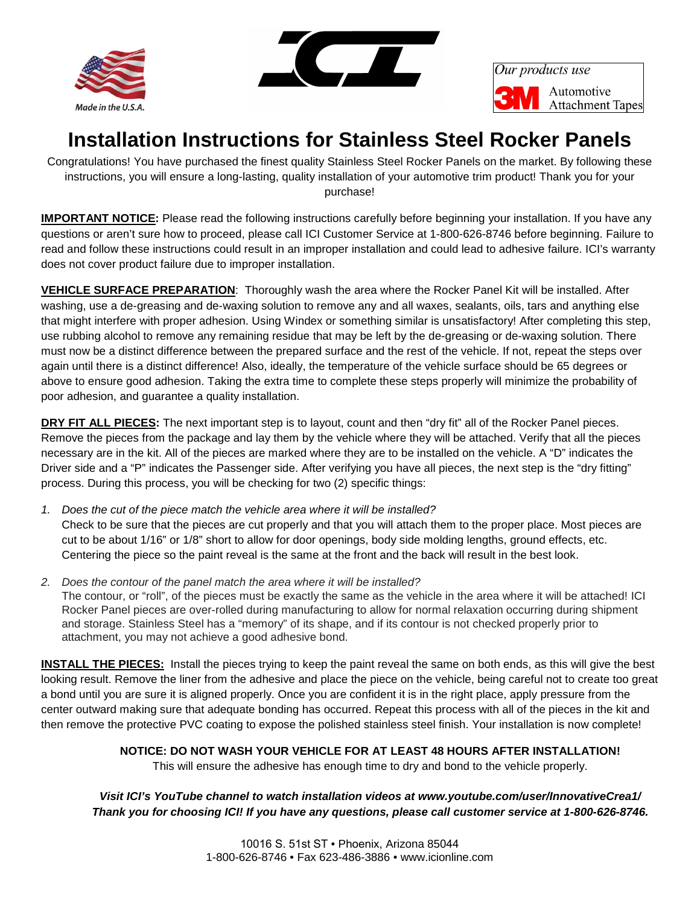Made in the U.S.A.

*Our products use* 3M Automotive Attachment Tapes

# Installation Instructions for Stainless Steel Rocker Panels

Congratulations! You have purchased the finest quality Stainless Steel Rocker Panels on the market. By following these instructions, you will ensure a long-lasting, quality installation of your automotive trim product! Thank you for your purchase!

**IMPORTANT NOTICE:** Please read the following instructions carefully before beginning your installation. If you have any questions or aren't sure how to proceed, please call ICI Customer Service at 1-800-626-8746 before beginning. Failure to read and follow these instructions could result in an improper installation and could lead to adhesive failure. ICI's warranty does not cover product failure due to improper installation.

**VEHICLE SURFACE PREPARATION**: Thoroughly wash the area where the Rocker Panel Kit will be installed. After washing, use a de-greasing and de-waxing solution to remove any and all waxes, sealants, oils, tars and anything else that might interfere with proper adhesion. Using Windex or something similar is unsatisfactory! After completing this step, use rubbing alcohol to remove any remaining residue that may be left by the de-greasing or de-waxing solution. There must now be a distinct difference between the prepared surface and the rest of the vehicle. If not, repeat the steps over again until there is a distinct difference! Also, ideally, the temperature of the vehicle surface should be 65 degrees or above to ensure good adhesion. Taking the extra time to complete these steps properly will minimize the probability of poor adhesion, and guarantee a quality installation.

**DRY FIT ALL PIECES:** The next important step is to layout, count and then "dry fit" all of the Rocker Panel pieces. Remove the pieces from the package and lay them by the vehicle where they will be attached. Verify that all the pieces necessary are in the kit. All of the pieces are marked where they are to be installed on the vehicle. A "D" indicates the Driver side and a "P" indicates the Passenger side. After verifying you have all pieces, the next step is the "dry fitting" process. During this process, you will be checking for two (2) specific things:

1. *Does the cut of the piece match the vehicle area where it will be installed?*
   Check to be sure that the pieces are cut properly and that you will attach them to the proper place. Most pieces are cut to be about 1/16" or 1/8" short to allow for door openings, body side molding lengths, ground effects, etc. Centering the piece so the paint reveal is the same at the front and the back will result in the best look.

2. *Does the contour of the panel match the area where it will be installed?*
   The contour, or "roll", of the pieces must be exactly the same as the vehicle in the area where it will be attached! ICI Rocker Panel pieces are over-rolled during manufacturing to allow for normal relaxation occurring during shipment and storage. Stainless Steel has a "memory" of its shape, and if its contour is not checked properly prior to attachment, you may not achieve a good adhesive bond.

**INSTALL THE PIECES:** Install the pieces trying to keep the paint reveal the same on both ends, as this will give the best looking result. Remove the liner from the adhesive and place the piece on the vehicle, being careful not to create too great a bond until you are sure it is aligned properly. Once you are confident it is in the right place, apply pressure from the center outward making sure that adequate bonding has occurred. Repeat this process with all of the pieces in the kit and then remove the protective PVC coating to expose the polished stainless steel finish. Your installation is now complete!

**NOTICE: DO NOT WASH YOUR VEHICLE FOR AT LEAST 48 HOURS AFTER INSTALLATION!**
This will ensure the adhesive has enough time to dry and bond to the vehicle properly.

***Visit ICI's YouTube channel to watch installation videos at www.youtube.com/user/InnovativeCrea1/***
***Thank you for choosing ICI! If you have any questions, please call customer service at 1-800-626-8746.***

10016 S. 51st ST • Phoenix, Arizona 85044
1-800-626-8746 • Fax 623-486-3886 • www.icionline.com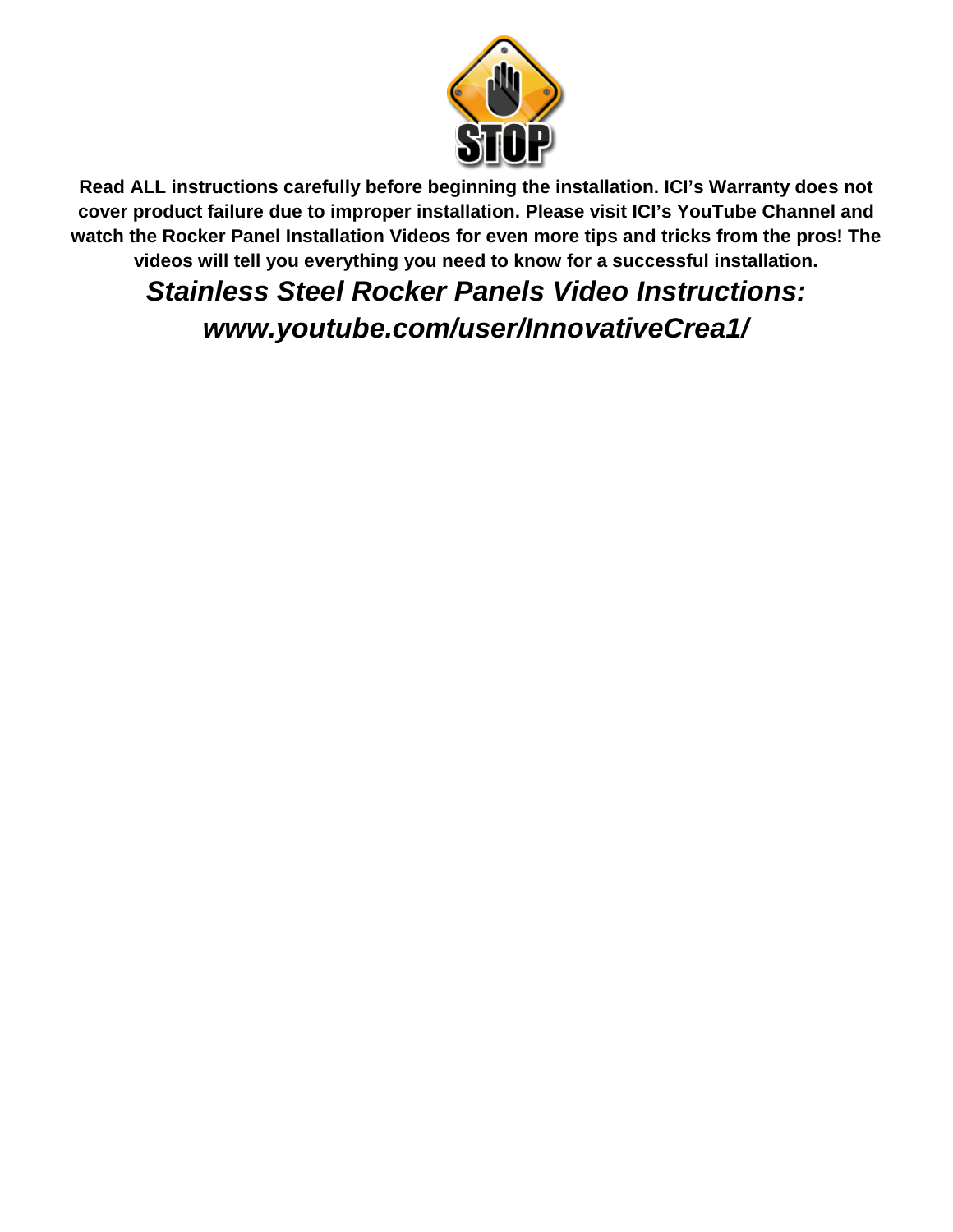**Read ALL instructions carefully before beginning the installation. ICI's Warranty does not cover product failure due to improper installation. Please visit ICI's YouTube Channel and watch the Rocker Panel Installation Videos for even more tips and tricks from the pros! The videos will tell you everything you need to know for a successful installation.**

***Stainless Steel Rocker Panels Video Instructions:***

***www.youtube.com/user/InnovativeCrea1/***